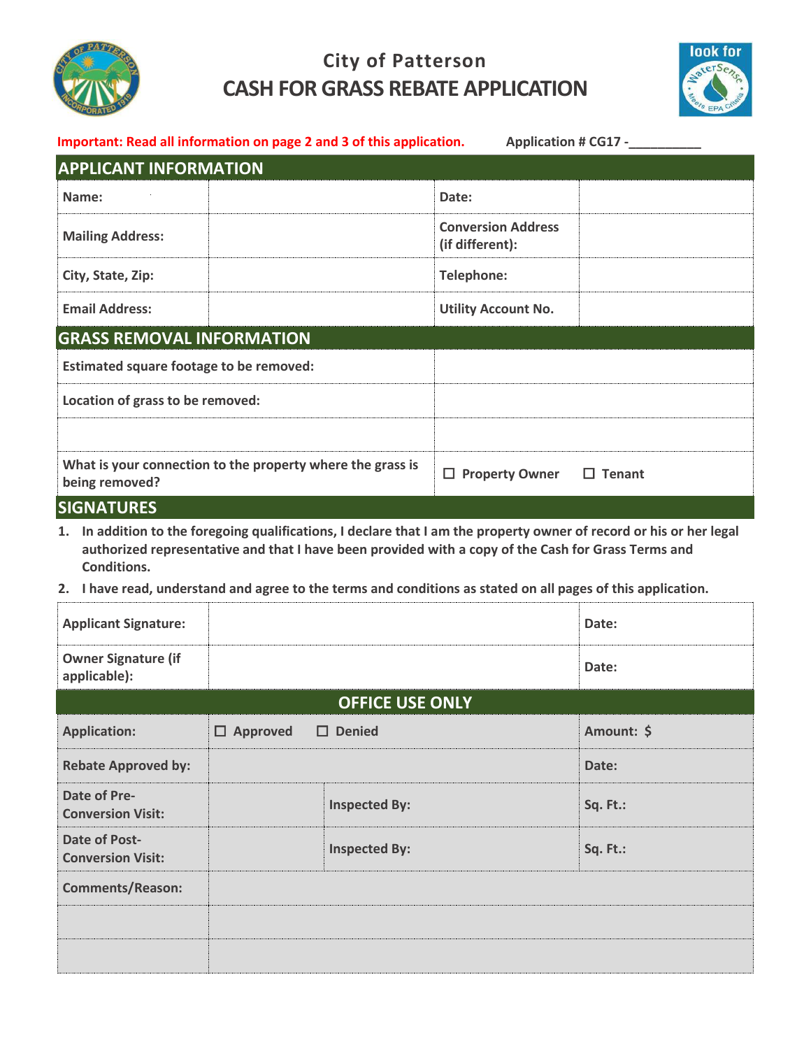# City of Patterson

# CASH FOR GRASS REBATE APPLICATION

**Important: Read all information on page 2 and 3 of this application.** **Application # CG17 -\_\_\_\_\_\_\_\_\_\_**

## APPLICANT INFORMATION

| | | | |
|---|---|---|---|
| **Name:** | | **Date:** | |
| **Mailing Address:** | | **Conversion Address (if different):** | |
| **City, State, Zip:** | | **Telephone:** | |
| **Email Address:** | | **Utility Account No.** | |

## GRASS REMOVAL INFORMATION

| | |
|---|---|
| **Estimated square footage to be removed:** | |
| **Location of grass to be removed:** | |
| | |
| **What is your connection to the property where the grass is being removed?** | ☐ **Property Owner** ☐ **Tenant** |

## SIGNATURES

1. **In addition to the foregoing qualifications, I declare that I am the property owner of record or his or her legal authorized representative and that I have been provided with a copy of the Cash for Grass Terms and Conditions.**
2. **I have read, understand and agree to the terms and conditions as stated on all pages of this application.**

| | | |
|---|---|---|
| **Applicant Signature:** | | **Date:** |
| **Owner Signature (if applicable):** | | **Date:** |

## OFFICE USE ONLY

| | | | |
|---|---|---|---|
| **Application:** | ☐ **Approved** ☐ **Denied** | | **Amount: $** |
| **Rebate Approved by:** | | | **Date:** |
| **Date of Pre-Conversion Visit:** | | **Inspected By:** | **Sq. Ft.:** |
| **Date of Post-Conversion Visit:** | | **Inspected By:** | **Sq. Ft.:** |
| **Comments/Reason:** | | | |
| | | | |
| | | | |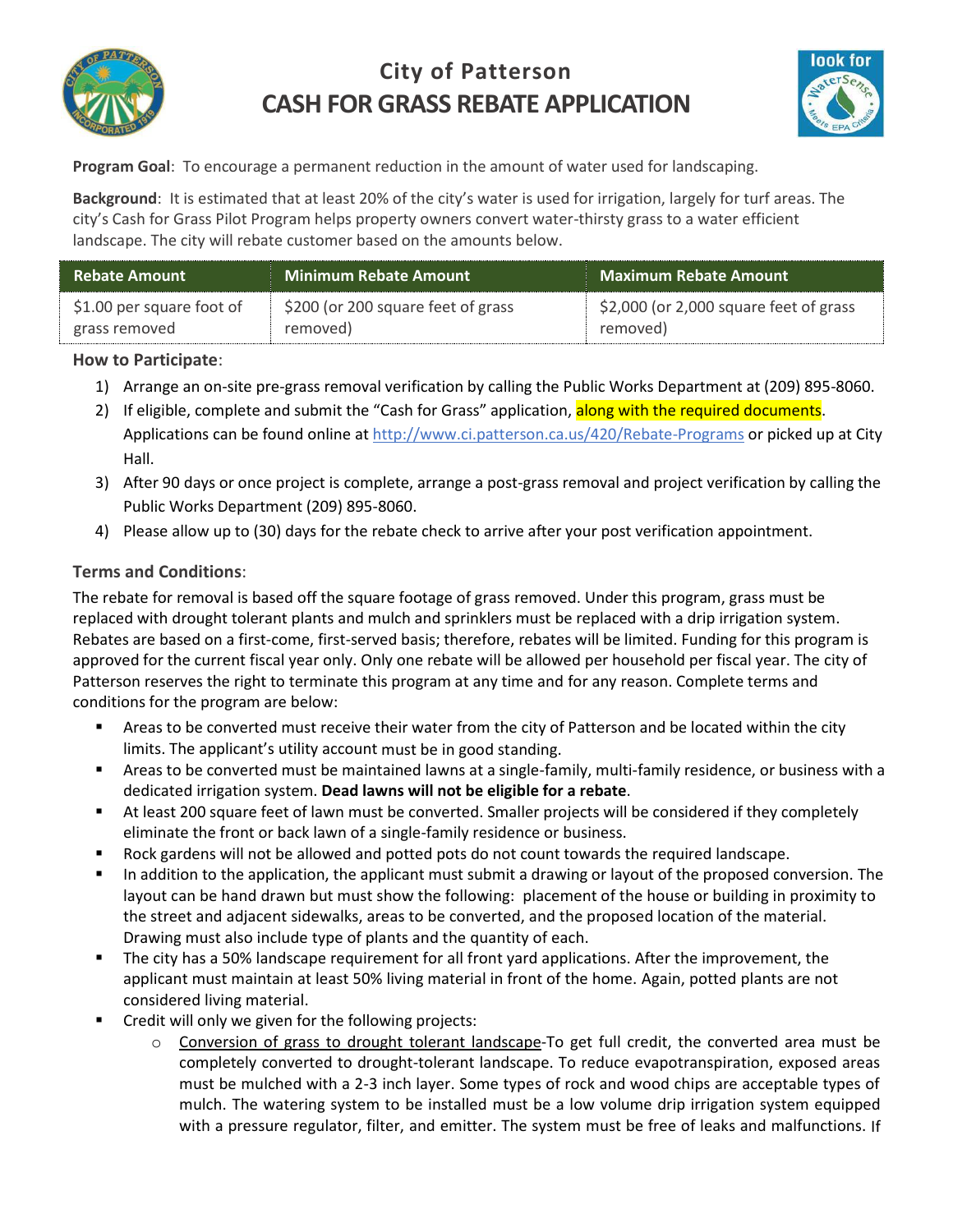# City of Patterson
# CASH FOR GRASS REBATE APPLICATION

**Program Goal**: To encourage a permanent reduction in the amount of water used for landscaping.

**Background**: It is estimated that at least 20% of the city's water is used for irrigation, largely for turf areas. The city's Cash for Grass Pilot Program helps property owners convert water-thirsty grass to a water efficient landscape. The city will rebate customer based on the amounts below.

| Rebate Amount | Minimum Rebate Amount | Maximum Rebate Amount |
|---|---|---|
| $1.00 per square foot of grass removed | $200 (or 200 square feet of grass removed) | $2,000 (or 2,000 square feet of grass removed) |

**How to Participate**:

1) Arrange an on-site pre-grass removal verification by calling the Public Works Department at (209) 895-8060.
2) If eligible, complete and submit the "Cash for Grass" application, along with the required documents. Applications can be found online at http://www.ci.patterson.ca.us/420/Rebate-Programs or picked up at City Hall.
3) After 90 days or once project is complete, arrange a post-grass removal and project verification by calling the Public Works Department (209) 895-8060.
4) Please allow up to (30) days for the rebate check to arrive after your post verification appointment.

**Terms and Conditions**:

The rebate for removal is based off the square footage of grass removed. Under this program, grass must be replaced with drought tolerant plants and mulch and sprinklers must be replaced with a drip irrigation system. Rebates are based on a first-come, first-served basis; therefore, rebates will be limited. Funding for this program is approved for the current fiscal year only. Only one rebate will be allowed per household per fiscal year. The city of Patterson reserves the right to terminate this program at any time and for any reason. Complete terms and conditions for the program are below:

- Areas to be converted must receive their water from the city of Patterson and be located within the city limits. The applicant's utility account must be in good standing.
- Areas to be converted must be maintained lawns at a single-family, multi-family residence, or business with a dedicated irrigation system. **Dead lawns will not be eligible for a rebate**.
- At least 200 square feet of lawn must be converted. Smaller projects will be considered if they completely eliminate the front or back lawn of a single-family residence or business.
- Rock gardens will not be allowed and potted pots do not count towards the required landscape.
- In addition to the application, the applicant must submit a drawing or layout of the proposed conversion. The layout can be hand drawn but must show the following: placement of the house or building in proximity to the street and adjacent sidewalks, areas to be converted, and the proposed location of the material. Drawing must also include type of plants and the quantity of each.
- The city has a 50% landscape requirement for all front yard applications. After the improvement, the applicant must maintain at least 50% living material in front of the home. Again, potted plants are not considered living material.
- Credit will only we given for the following projects:
  - Conversion of grass to drought tolerant landscape-To get full credit, the converted area must be completely converted to drought-tolerant landscape. To reduce evapotranspiration, exposed areas must be mulched with a 2-3 inch layer. Some types of rock and wood chips are acceptable types of mulch. The watering system to be installed must be a low volume drip irrigation system equipped with a pressure regulator, filter, and emitter. The system must be free of leaks and malfunctions. If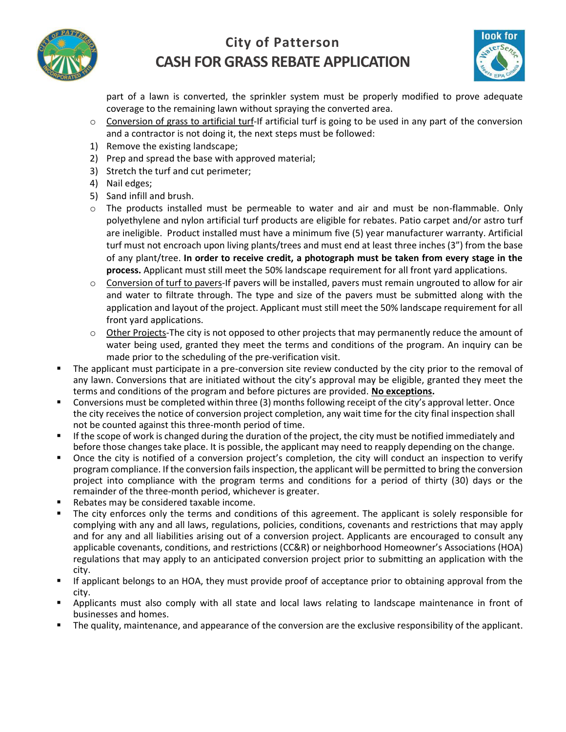part of a lawn is converted, the sprinkler system must be properly modified to prove adequate coverage to the remaining lawn without spraying the converted area.

- Conversion of grass to artificial turf-If artificial turf is going to be used in any part of the conversion and a contractor is not doing it, the next steps must be followed:

1) Remove the existing landscape;
2) Prep and spread the base with approved material;
3) Stretch the turf and cut perimeter;
4) Nail edges;
5) Sand infill and brush.

- The products installed must be permeable to water and air and must be non-flammable. Only polyethylene and nylon artificial turf products are eligible for rebates. Patio carpet and/or astro turf are ineligible. Product installed must have a minimum five (5) year manufacturer warranty. Artificial turf must not encroach upon living plants/trees and must end at least three inches (3") from the base of any plant/tree. **In order to receive credit, a photograph must be taken from every stage in the process.** Applicant must still meet the 50% landscape requirement for all front yard applications.
- Conversion of turf to pavers-If pavers will be installed, pavers must remain ungrouted to allow for air and water to filtrate through. The type and size of the pavers must be submitted along with the application and layout of the project. Applicant must still meet the 50% landscape requirement for all front yard applications.
- Other Projects-The city is not opposed to other projects that may permanently reduce the amount of water being used, granted they meet the terms and conditions of the program. An inquiry can be made prior to the scheduling of the pre-verification visit.

- The applicant must participate in a pre-conversion site review conducted by the city prior to the removal of any lawn. Conversions that are initiated without the city's approval may be eligible, granted they meet the terms and conditions of the program and before pictures are provided. **No exceptions.**
- Conversions must be completed within three (3) months following receipt of the city's approval letter. Once the city receives the notice of conversion project completion, any wait time for the city final inspection shall not be counted against this three-month period of time.
- If the scope of work is changed during the duration of the project, the city must be notified immediately and before those changes take place. It is possible, the applicant may need to reapply depending on the change.
- Once the city is notified of a conversion project's completion, the city will conduct an inspection to verify program compliance. If the conversion fails inspection, the applicant will be permitted to bring the conversion project into compliance with the program terms and conditions for a period of thirty (30) days or the remainder of the three-month period, whichever is greater.
- Rebates may be considered taxable income.
- The city enforces only the terms and conditions of this agreement. The applicant is solely responsible for complying with any and all laws, regulations, policies, conditions, covenants and restrictions that may apply and for any and all liabilities arising out of a conversion project. Applicants are encouraged to consult any applicable covenants, conditions, and restrictions (CC&R) or neighborhood Homeowner's Associations (HOA) regulations that may apply to an anticipated conversion project prior to submitting an application with the city.
- If applicant belongs to an HOA, they must provide proof of acceptance prior to obtaining approval from the city.
- Applicants must also comply with all state and local laws relating to landscape maintenance in front of businesses and homes.
- The quality, maintenance, and appearance of the conversion are the exclusive responsibility of the applicant.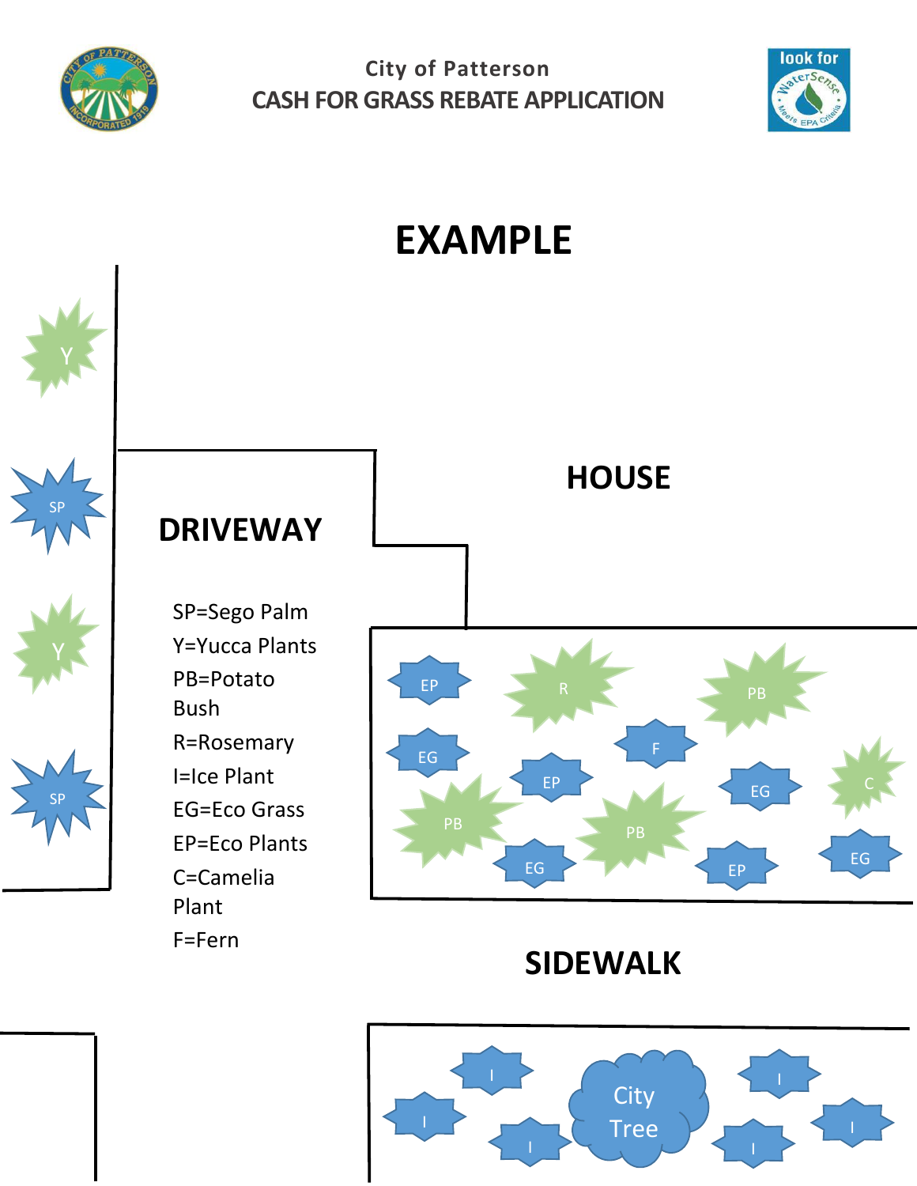City of Patterson

CASH FOR GRASS REBATE APPLICATION

# EXAMPLE

HOUSE

DRIVEWAY

SP=Sego Palm
Y=Yucca Plants
PB=Potato Bush
R=Rosemary
I=Ice Plant
EG=Eco Grass
EP=Eco Plants
C=Camelia Plant
F=Fern

SIDEWALK

Y

SP

Y

SP

EP

R

PB

EG

F

EP

EG

C

PB

PB

EG

EP

EG

I

I

City Tree

I

I

I

I

I